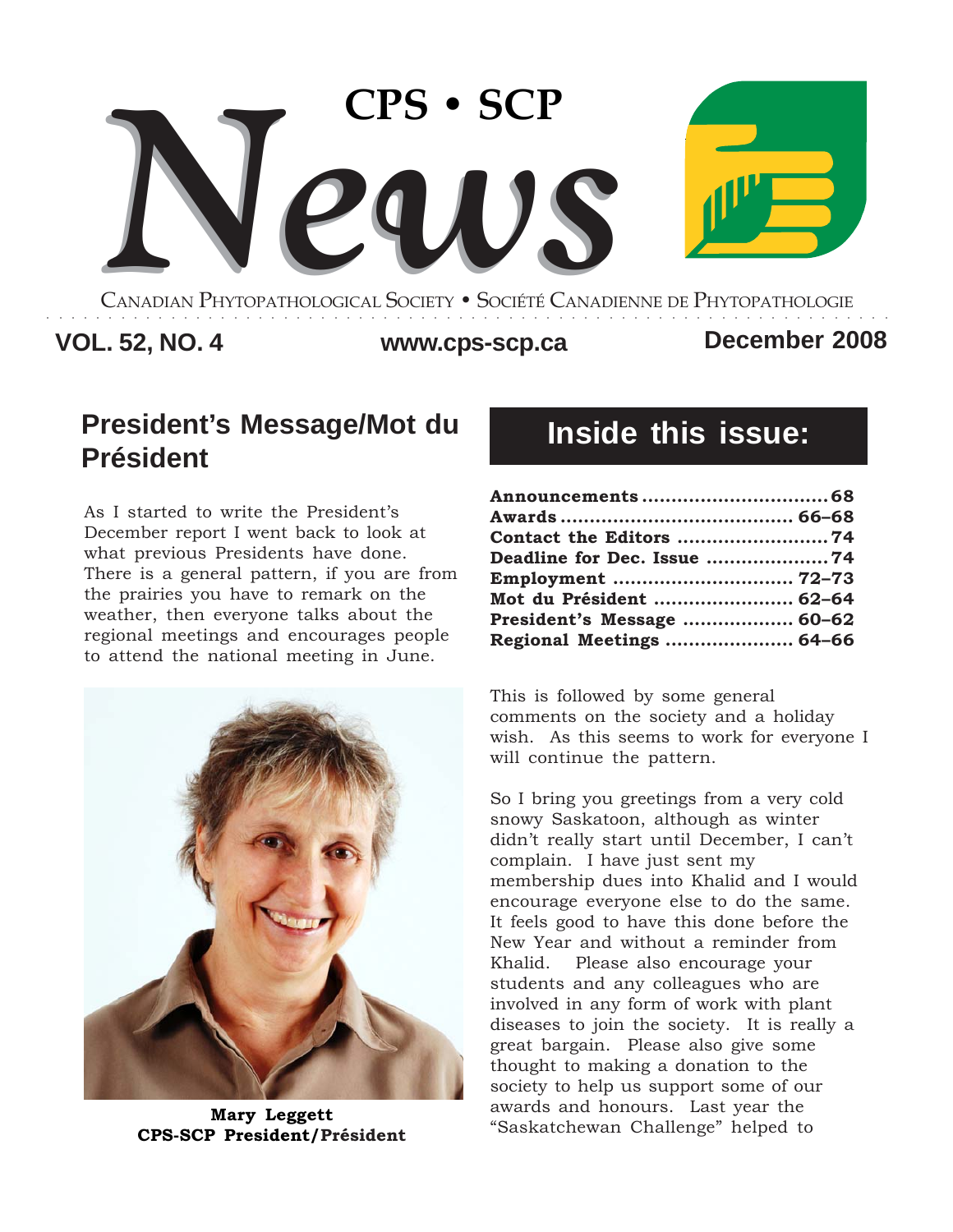# CPS • SCP News

CANADIAN PHYTOPATHOLOGICAL SOCIETY • SOCIÉTÉ CANADIENNE DE PHYTOPATHOLOGIE

**VOL. 52, NO. 4** | **www.cps-scp.ca** | **December 2008**

## Inside this issue:

| | |
|---|---|
| **Announcements** | **68** |
| **Awards** | **66–68** |
| **Contact the Editors** | **74** |
| **Deadline for Dec. Issue** | **74** |
| **Employment** | **72–73** |
| **Mot du Président** | **62–64** |
| **President's Message** | **60–62** |
| **Regional Meetings** | **64–66** |

## President's Message/Mot du Président

As I started to write the President's December report I went back to look at what previous Presidents have done. There is a general pattern, if you are from the prairies you have to remark on the weather, then everyone talks about the regional meetings and encourages people to attend the national meeting in June.

**Mary Leggett**
**CPS-SCP President/Président**

This is followed by some general comments on the society and a holiday wish. As this seems to work for everyone I will continue the pattern.

So I bring you greetings from a very cold snowy Saskatoon, although as winter didn't really start until December, I can't complain. I have just sent my membership dues into Khalid and I would encourage everyone else to do the same. It feels good to have this done before the New Year and without a reminder from Khalid. Please also encourage your students and any colleagues who are involved in any form of work with plant diseases to join the society. It is really a great bargain. Please also give some thought to making a donation to the society to help us support some of our awards and honours. Last year the "Saskatchewan Challenge" helped to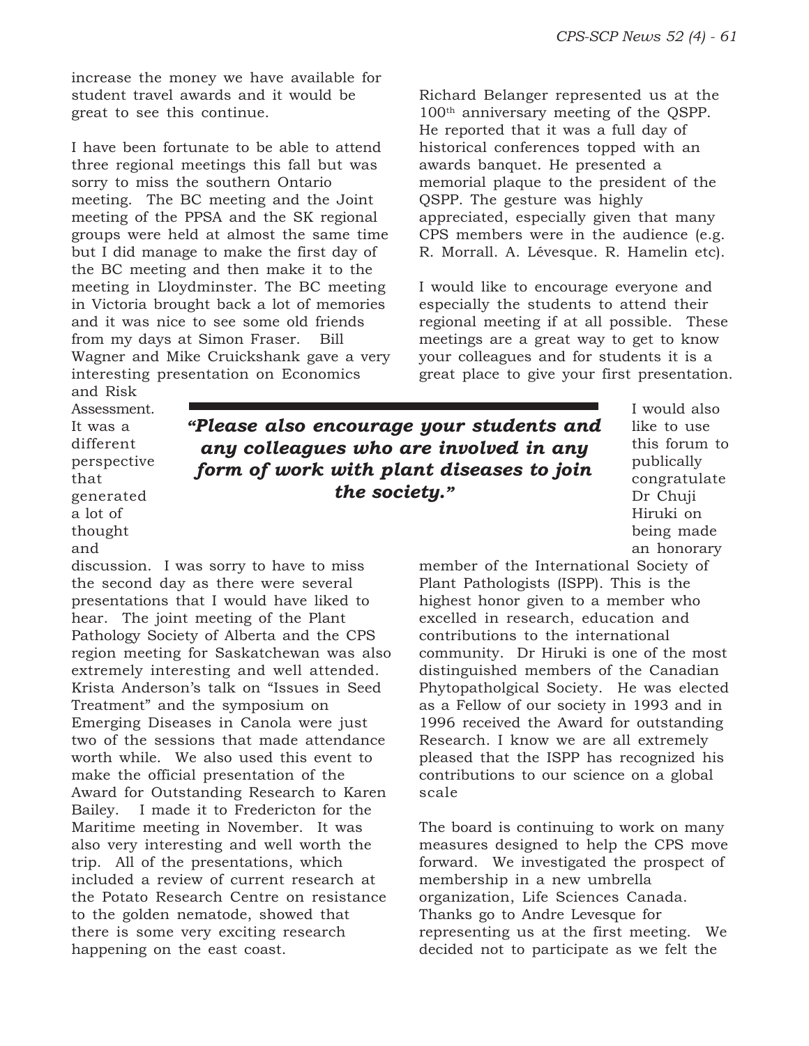increase the money we have available for student travel awards and it would be great to see this continue.

I have been fortunate to be able to attend three regional meetings this fall but was sorry to miss the southern Ontario meeting. The BC meeting and the Joint meeting of the PPSA and the SK regional groups were held at almost the same time but I did manage to make the first day of the BC meeting and then make it to the meeting in Lloydminster. The BC meeting in Victoria brought back a lot of memories and it was nice to see some old friends from my days at Simon Fraser. Bill Wagner and Mike Cruickshank gave a very interesting presentation on Economics and Risk Assessment. It was a different perspective that generated a lot of thought and discussion. I was sorry to have to miss the second day as there were several presentations that I would have liked to hear. The joint meeting of the Plant Pathology Society of Alberta and the CPS region meeting for Saskatchewan was also extremely interesting and well attended. Krista Anderson's talk on "Issues in Seed Treatment" and the symposium on Emerging Diseases in Canola were just two of the sessions that made attendance worth while. We also used this event to make the official presentation of the Award for Outstanding Research to Karen Bailey. I made it to Fredericton for the Maritime meeting in November. It was also very interesting and well worth the trip. All of the presentations, which included a review of current research at the Potato Research Centre on resistance to the golden nematode, showed that there is some very exciting research happening on the east coast.

Richard Belanger represented us at the 100th anniversary meeting of the QSPP. He reported that it was a full day of historical conferences topped with an awards banquet. He presented a memorial plaque to the president of the QSPP. The gesture was highly appreciated, especially given that many CPS members were in the audience (e.g. R. Morrall. A. Lévesque. R. Hamelin etc).

I would like to encourage everyone and especially the students to attend their regional meeting if at all possible. These meetings are a great way to get to know your colleagues and for students it is a great place to give your first presentation.

> ***"Please also encourage your students and any colleagues who are involved in any form of work with plant diseases to join the society."***

I would also like to use this forum to publically congratulate Dr Chuji Hiruki on being made an honorary member of the International Society of Plant Pathologists (ISPP). This is the highest honor given to a member who excelled in research, education and contributions to the international community. Dr Hiruki is one of the most distinguished members of the Canadian Phytopatholgical Society. He was elected as a Fellow of our society in 1993 and in 1996 received the Award for outstanding Research. I know we are all extremely pleased that the ISPP has recognized his contributions to our science on a global scale

The board is continuing to work on many measures designed to help the CPS move forward. We investigated the prospect of membership in a new umbrella organization, Life Sciences Canada. Thanks go to Andre Levesque for representing us at the first meeting. We decided not to participate as we felt the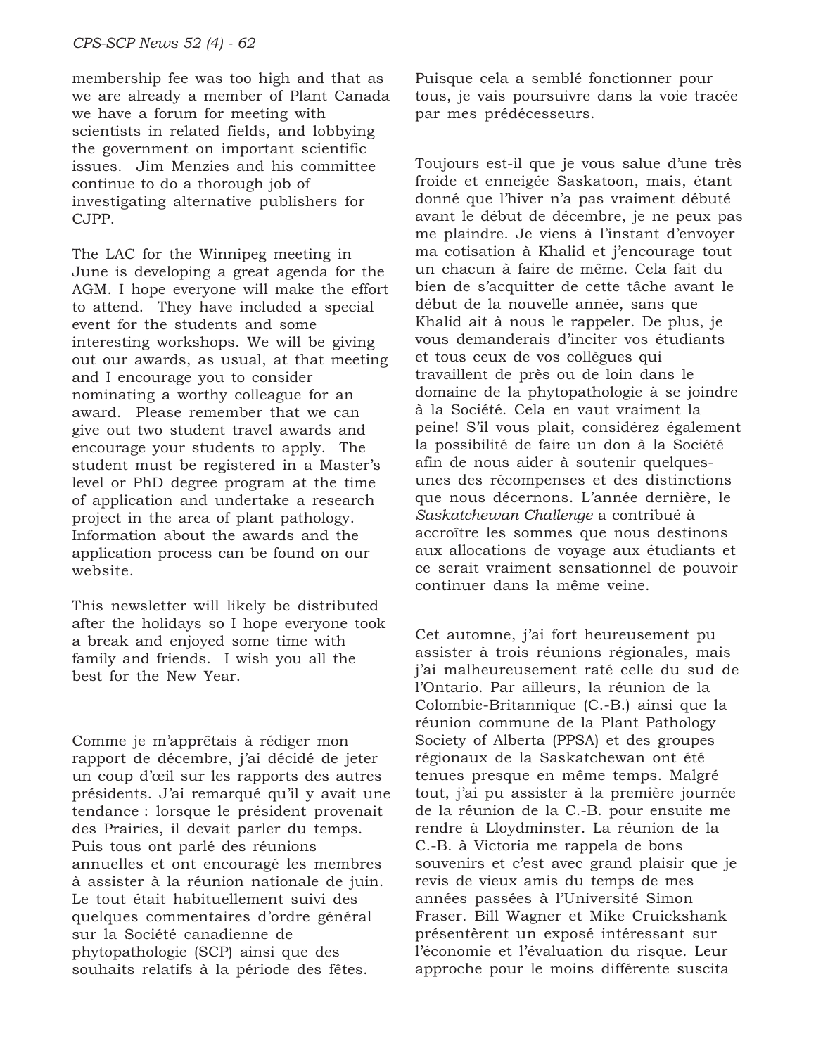membership fee was too high and that as we are already a member of Plant Canada we have a forum for meeting with scientists in related fields, and lobbying the government on important scientific issues. Jim Menzies and his committee continue to do a thorough job of investigating alternative publishers for CJPP.

The LAC for the Winnipeg meeting in June is developing a great agenda for the AGM. I hope everyone will make the effort to attend. They have included a special event for the students and some interesting workshops. We will be giving out our awards, as usual, at that meeting and I encourage you to consider nominating a worthy colleague for an award. Please remember that we can give out two student travel awards and encourage your students to apply. The student must be registered in a Master's level or PhD degree program at the time of application and undertake a research project in the area of plant pathology. Information about the awards and the application process can be found on our website.

This newsletter will likely be distributed after the holidays so I hope everyone took a break and enjoyed some time with family and friends. I wish you all the best for the New Year.

Comme je m'apprêtais à rédiger mon rapport de décembre, j'ai décidé de jeter un coup d'œil sur les rapports des autres présidents. J'ai remarqué qu'il y avait une tendance : lorsque le président provenait des Prairies, il devait parler du temps. Puis tous ont parlé des réunions annuelles et ont encouragé les membres à assister à la réunion nationale de juin. Le tout était habituellement suivi des quelques commentaires d'ordre général sur la Société canadienne de phytopathologie (SCP) ainsi que des souhaits relatifs à la période des fêtes. Puisque cela a semblé fonctionner pour tous, je vais poursuivre dans la voie tracée par mes prédécesseurs.

Toujours est-il que je vous salue d'une très froide et enneigée Saskatoon, mais, étant donné que l'hiver n'a pas vraiment débuté avant le début de décembre, je ne peux pas me plaindre. Je viens à l'instant d'envoyer ma cotisation à Khalid et j'encourage tout un chacun à faire de même. Cela fait du bien de s'acquitter de cette tâche avant le début de la nouvelle année, sans que Khalid ait à nous le rappeler. De plus, je vous demanderais d'inciter vos étudiants et tous ceux de vos collègues qui travaillent de près ou de loin dans le domaine de la phytopathologie à se joindre à la Société. Cela en vaut vraiment la peine! S'il vous plaît, considérez également la possibilité de faire un don à la Société afin de nous aider à soutenir quelques-unes des récompenses et des distinctions que nous décernons. L'année dernière, le *Saskatchewan Challenge* a contribué à accroître les sommes que nous destinons aux allocations de voyage aux étudiants et ce serait vraiment sensationnel de pouvoir continuer dans la même veine.

Cet automne, j'ai fort heureusement pu assister à trois réunions régionales, mais j'ai malheureusement raté celle du sud de l'Ontario. Par ailleurs, la réunion de la Colombie-Britannique (C.-B.) ainsi que la réunion commune de la Plant Pathology Society of Alberta (PPSA) et des groupes régionaux de la Saskatchewan ont été tenues presque en même temps. Malgré tout, j'ai pu assister à la première journée de la réunion de la C.-B. pour ensuite me rendre à Lloydminster. La réunion de la C.-B. à Victoria me rappela de bons souvenirs et c'est avec grand plaisir que je revis de vieux amis du temps de mes années passées à l'Université Simon Fraser. Bill Wagner et Mike Cruickshank présentèrent un exposé intéressant sur l'économie et l'évaluation du risque. Leur approche pour le moins différente suscita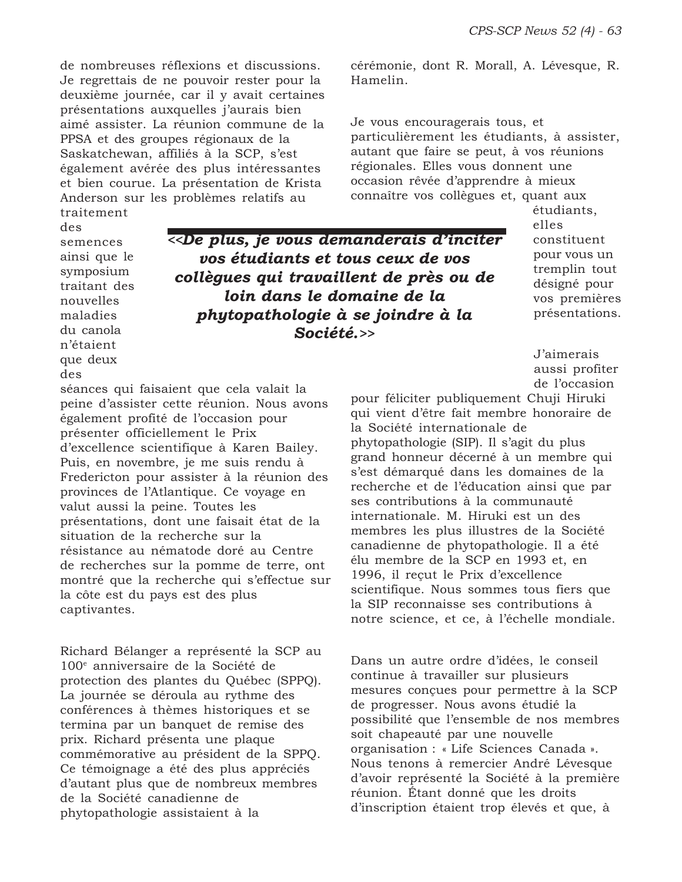de nombreuses réflexions et discussions. Je regrettais de ne pouvoir rester pour la deuxième journée, car il y avait certaines présentations auxquelles j'aurais bien aimé assister. La réunion commune de la PPSA et des groupes régionaux de la Saskatchewan, affiliés à la SCP, s'est également avérée des plus intéressantes et bien courue. La présentation de Krista Anderson sur les problèmes relatifs au traitement des semences ainsi que le symposium traitant des nouvelles maladies du canola n'étaient que deux des séances qui faisaient que cela valait la peine d'assister cette réunion. Nous avons également profité de l'occasion pour présenter officiellement le Prix d'excellence scientifique à Karen Bailey. Puis, en novembre, je me suis rendu à Fredericton pour assister à la réunion des provinces de l'Atlantique. Ce voyage en valut aussi la peine. Toutes les présentations, dont une faisait état de la situation de la recherche sur la résistance au nématode doré au Centre de recherches sur la pomme de terre, ont montré que la recherche qui s'effectue sur la côte est du pays est des plus captivantes.

**<<*De plus, je vous demanderais d'inciter vos étudiants et tous ceux de vos collègues qui travaillent de près ou de loin dans le domaine de la phytopathologie à se joindre à la Société.*>>**

Richard Bélanger a représenté la SCP au 100e anniversaire de la Société de protection des plantes du Québec (SPPQ). La journée se déroula au rythme des conférences à thèmes historiques et se termina par un banquet de remise des prix. Richard présenta une plaque commémorative au président de la SPPQ. Ce témoignage a été des plus appréciés d'autant plus que de nombreux membres de la Société canadienne de phytopathologie assistaient à la cérémonie, dont R. Morall, A. Lévesque, R. Hamelin.

Je vous encouragerais tous, et particulièrement les étudiants, à assister, autant que faire se peut, à vos réunions régionales. Elles vous donnent une occasion rêvée d'apprendre à mieux connaître vos collègues et, quant aux étudiants, elles constituent pour vous un tremplin tout désigné pour vos premières présentations.

J'aimerais aussi profiter de l'occasion pour féliciter publiquement Chuji Hiruki qui vient d'être fait membre honoraire de la Société internationale de phytopathologie (SIP). Il s'agit du plus grand honneur décerné à un membre qui s'est démarqué dans les domaines de la recherche et de l'éducation ainsi que par ses contributions à la communauté internationale. M. Hiruki est un des membres les plus illustres de la Société canadienne de phytopathologie. Il a été élu membre de la SCP en 1993 et, en 1996, il reçut le Prix d'excellence scientifique. Nous sommes tous fiers que la SIP reconnaisse ses contributions à notre science, et ce, à l'échelle mondiale.

Dans un autre ordre d'idées, le conseil continue à travailler sur plusieurs mesures conçues pour permettre à la SCP de progresser. Nous avons étudié la possibilité que l'ensemble de nos membres soit chapeauté par une nouvelle organisation : « Life Sciences Canada ». Nous tenons à remercier André Lévesque d'avoir représenté la Société à la première réunion. Étant donné que les droits d'inscription étaient trop élevés et que, à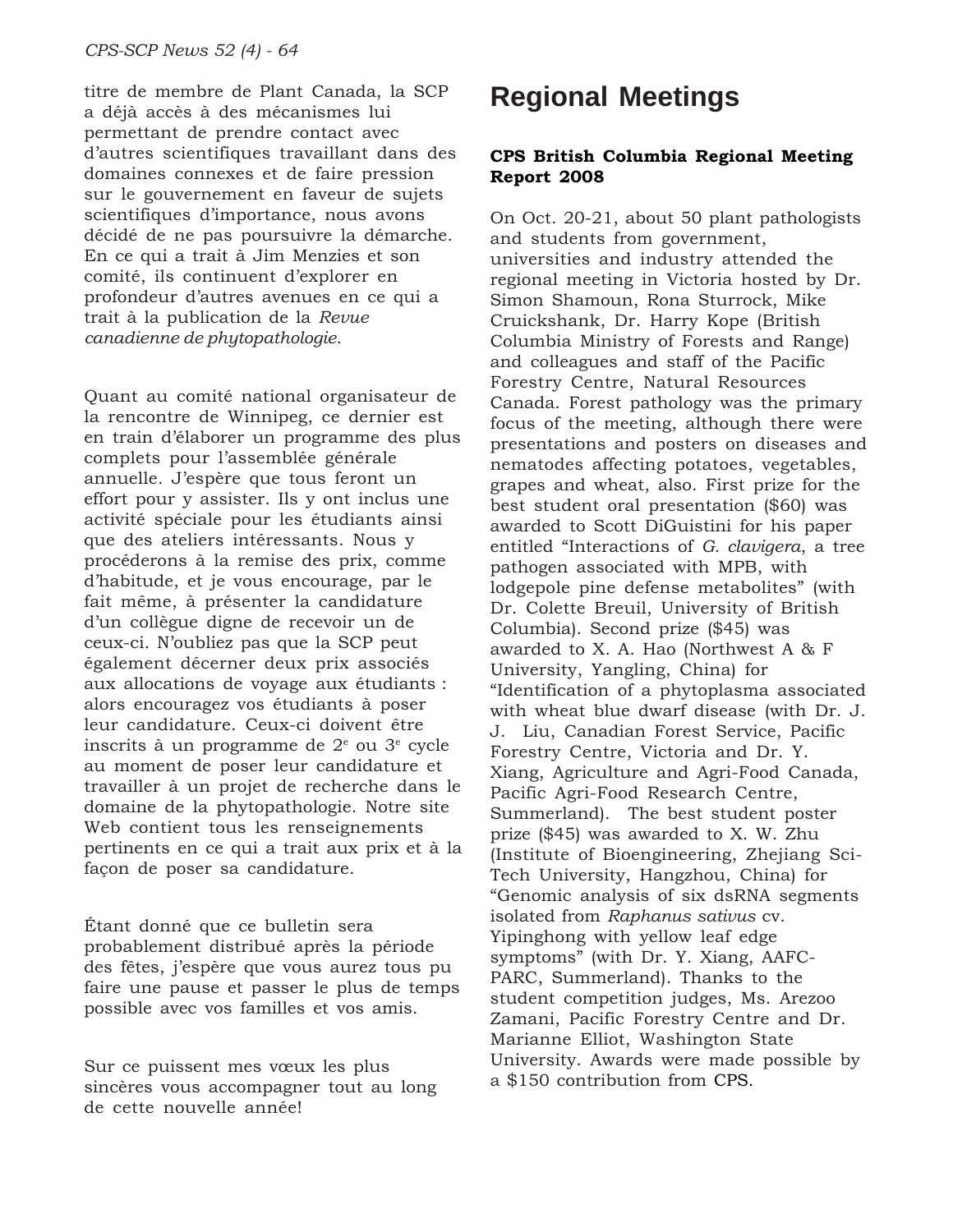titre de membre de Plant Canada, la SCP a déjà accès à des mécanismes lui permettant de prendre contact avec d'autres scientifiques travaillant dans des domaines connexes et de faire pression sur le gouvernement en faveur de sujets scientifiques d'importance, nous avons décidé de ne pas poursuivre la démarche. En ce qui a trait à Jim Menzies et son comité, ils continuent d'explorer en profondeur d'autres avenues en ce qui a trait à la publication de la *Revue canadienne de phytopathologie*.

Quant au comité national organisateur de la rencontre de Winnipeg, ce dernier est en train d'élaborer un programme des plus complets pour l'assemblée générale annuelle. J'espère que tous feront un effort pour y assister. Ils y ont inclus une activité spéciale pour les étudiants ainsi que des ateliers intéressants. Nous y procéderons à la remise des prix, comme d'habitude, et je vous encourage, par le fait même, à présenter la candidature d'un collègue digne de recevoir un de ceux-ci. N'oubliez pas que la SCP peut également décerner deux prix associés aux allocations de voyage aux étudiants : alors encouragez vos étudiants à poser leur candidature. Ceux-ci doivent être inscrits à un programme de 2[e] ou 3[e] cycle au moment de poser leur candidature et travailler à un projet de recherche dans le domaine de la phytopathologie. Notre site Web contient tous les renseignements pertinents en ce qui a trait aux prix et à la façon de poser sa candidature.

Étant donné que ce bulletin sera probablement distribué après la période des fêtes, j'espère que vous aurez tous pu faire une pause et passer le plus de temps possible avec vos familles et vos amis.

Sur ce puissent mes vœux les plus sincères vous accompagner tout au long de cette nouvelle année!

# Regional Meetings

### CPS British Columbia Regional Meeting Report 2008

On Oct. 20-21, about 50 plant pathologists and students from government, universities and industry attended the regional meeting in Victoria hosted by Dr. Simon Shamoun, Rona Sturrock, Mike Cruickshank, Dr. Harry Kope (British Columbia Ministry of Forests and Range) and colleagues and staff of the Pacific Forestry Centre, Natural Resources Canada. Forest pathology was the primary focus of the meeting, although there were presentations and posters on diseases and nematodes affecting potatoes, vegetables, grapes and wheat, also. First prize for the best student oral presentation ($60) was awarded to Scott DiGuistini for his paper entitled "Interactions of *G. clavigera*, a tree pathogen associated with MPB, with lodgepole pine defense metabolites" (with Dr. Colette Breuil, University of British Columbia). Second prize ($45) was awarded to X. A. Hao (Northwest A & F University, Yangling, China) for "Identification of a phytoplasma associated with wheat blue dwarf disease (with Dr. J. J. Liu, Canadian Forest Service, Pacific Forestry Centre, Victoria and Dr. Y. Xiang, Agriculture and Agri-Food Canada, Pacific Agri-Food Research Centre, Summerland). The best student poster prize ($45) was awarded to X. W. Zhu (Institute of Bioengineering, Zhejiang Sci-Tech University, Hangzhou, China) for "Genomic analysis of six dsRNA segments isolated from *Raphanus sativus* cv. Yipinghong with yellow leaf edge symptoms" (with Dr. Y. Xiang, AAFC-PARC, Summerland). Thanks to the student competition judges, Ms. Arezoo Zamani, Pacific Forestry Centre and Dr. Marianne Elliot, Washington State University. Awards were made possible by a $150 contribution from CPS.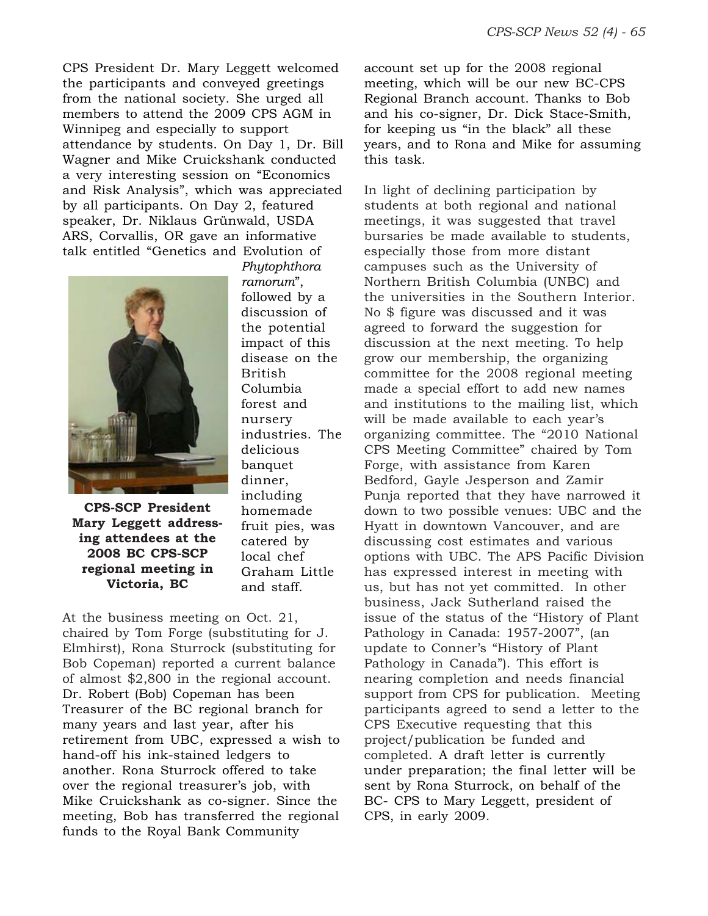CPS President Dr. Mary Leggett welcomed the participants and conveyed greetings from the national society. She urged all members to attend the 2009 CPS AGM in Winnipeg and especially to support attendance by students. On Day 1, Dr. Bill Wagner and Mike Cruickshank conducted a very interesting session on "Economics and Risk Analysis", which was appreciated by all participants. On Day 2, featured speaker, Dr. Niklaus Grünwald, USDA ARS, Corvallis, OR gave an informative talk entitled "Genetics and Evolution of *Phytophthora ramorum*", followed by a discussion of the potential impact of this disease on the British Columbia forest and nursery industries. The delicious banquet dinner, including homemade fruit pies, was catered by local chef Graham Little and staff.

**CPS-SCP President Mary Leggett addressing attendees at the 2008 BC CPS-SCP regional meeting in Victoria, BC**

At the business meeting on Oct. 21, chaired by Tom Forge (substituting for J. Elmhirst), Rona Sturrock (substituting for Bob Copeman) reported a current balance of almost $2,800 in the regional account. Dr. Robert (Bob) Copeman has been Treasurer of the BC regional branch for many years and last year, after his retirement from UBC, expressed a wish to hand-off his ink-stained ledgers to another. Rona Sturrock offered to take over the regional treasurer's job, with Mike Cruickshank as co-signer. Since the meeting, Bob has transferred the regional funds to the Royal Bank Community account set up for the 2008 regional meeting, which will be our new BC-CPS Regional Branch account. Thanks to Bob and his co-signer, Dr. Dick Stace-Smith, for keeping us "in the black" all these years, and to Rona and Mike for assuming this task.

In light of declining participation by students at both regional and national meetings, it was suggested that travel bursaries be made available to students, especially those from more distant campuses such as the University of Northern British Columbia (UNBC) and the universities in the Southern Interior. No $ figure was discussed and it was agreed to forward the suggestion for discussion at the next meeting. To help grow our membership, the organizing committee for the 2008 regional meeting made a special effort to add new names and institutions to the mailing list, which will be made available to each year's organizing committee. The "2010 National CPS Meeting Committee" chaired by Tom Forge, with assistance from Karen Bedford, Gayle Jesperson and Zamir Punja reported that they have narrowed it down to two possible venues: UBC and the Hyatt in downtown Vancouver, and are discussing cost estimates and various options with UBC. The APS Pacific Division has expressed interest in meeting with us, but has not yet committed. In other business, Jack Sutherland raised the issue of the status of the "History of Plant Pathology in Canada: 1957-2007", (an update to Conner's "History of Plant Pathology in Canada"). This effort is nearing completion and needs financial support from CPS for publication. Meeting participants agreed to send a letter to the CPS Executive requesting that this project/publication be funded and completed. A draft letter is currently under preparation; the final letter will be sent by Rona Sturrock, on behalf of the BC- CPS to Mary Leggett, president of CPS, in early 2009.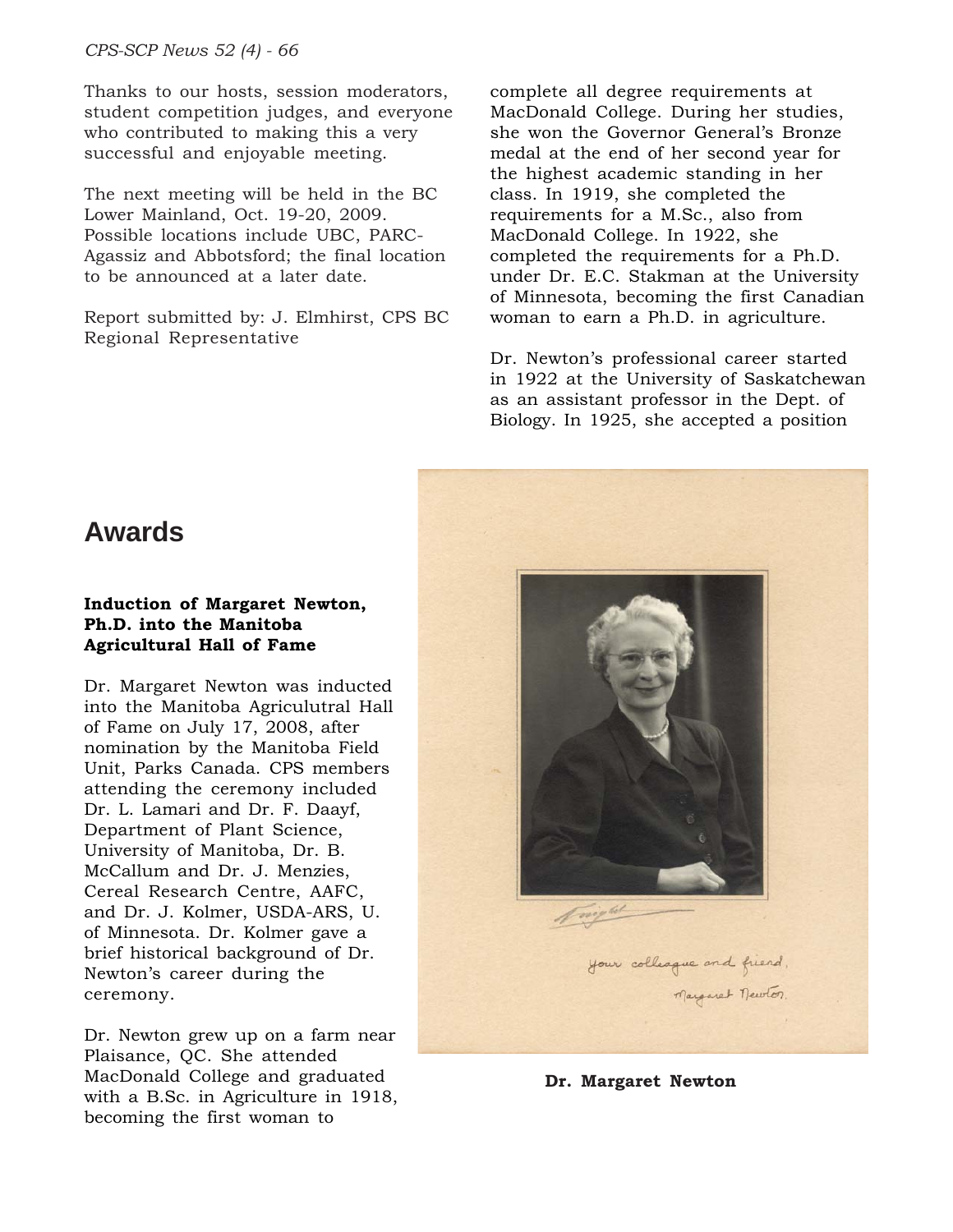Thanks to our hosts, session moderators, student competition judges, and everyone who contributed to making this a very successful and enjoyable meeting.

The next meeting will be held in the BC Lower Mainland, Oct. 19-20, 2009. Possible locations include UBC, PARC-Agassiz and Abbotsford; the final location to be announced at a later date.

Report submitted by: J. Elmhirst, CPS BC Regional Representative

# Awards

**Induction of Margaret Newton, Ph.D. into the Manitoba Agricultural Hall of Fame**

Dr. Margaret Newton was inducted into the Manitoba Agriculutral Hall of Fame on July 17, 2008, after nomination by the Manitoba Field Unit, Parks Canada. CPS members attending the ceremony included Dr. L. Lamari and Dr. F. Daayf, Department of Plant Science, University of Manitoba, Dr. B. McCallum and Dr. J. Menzies, Cereal Research Centre, AAFC, and Dr. J. Kolmer, USDA-ARS, U. of Minnesota. Dr. Kolmer gave a brief historical background of Dr. Newton's career during the ceremony.

Dr. Newton grew up on a farm near Plaisance, QC. She attended MacDonald College and graduated with a B.Sc. in Agriculture in 1918, becoming the first woman to complete all degree requirements at MacDonald College. During her studies, she won the Governor General's Bronze medal at the end of her second year for the highest academic standing in her class. In 1919, she completed the requirements for a M.Sc., also from MacDonald College. In 1922, she completed the requirements for a Ph.D. under Dr. E.C. Stakman at the University of Minnesota, becoming the first Canadian woman to earn a Ph.D. in agriculture.

Dr. Newton's professional career started in 1922 at the University of Saskatchewan as an assistant professor in the Dept. of Biology. In 1925, she accepted a position

Your colleague and friend,
Margaret Newton.

**Dr. Margaret Newton**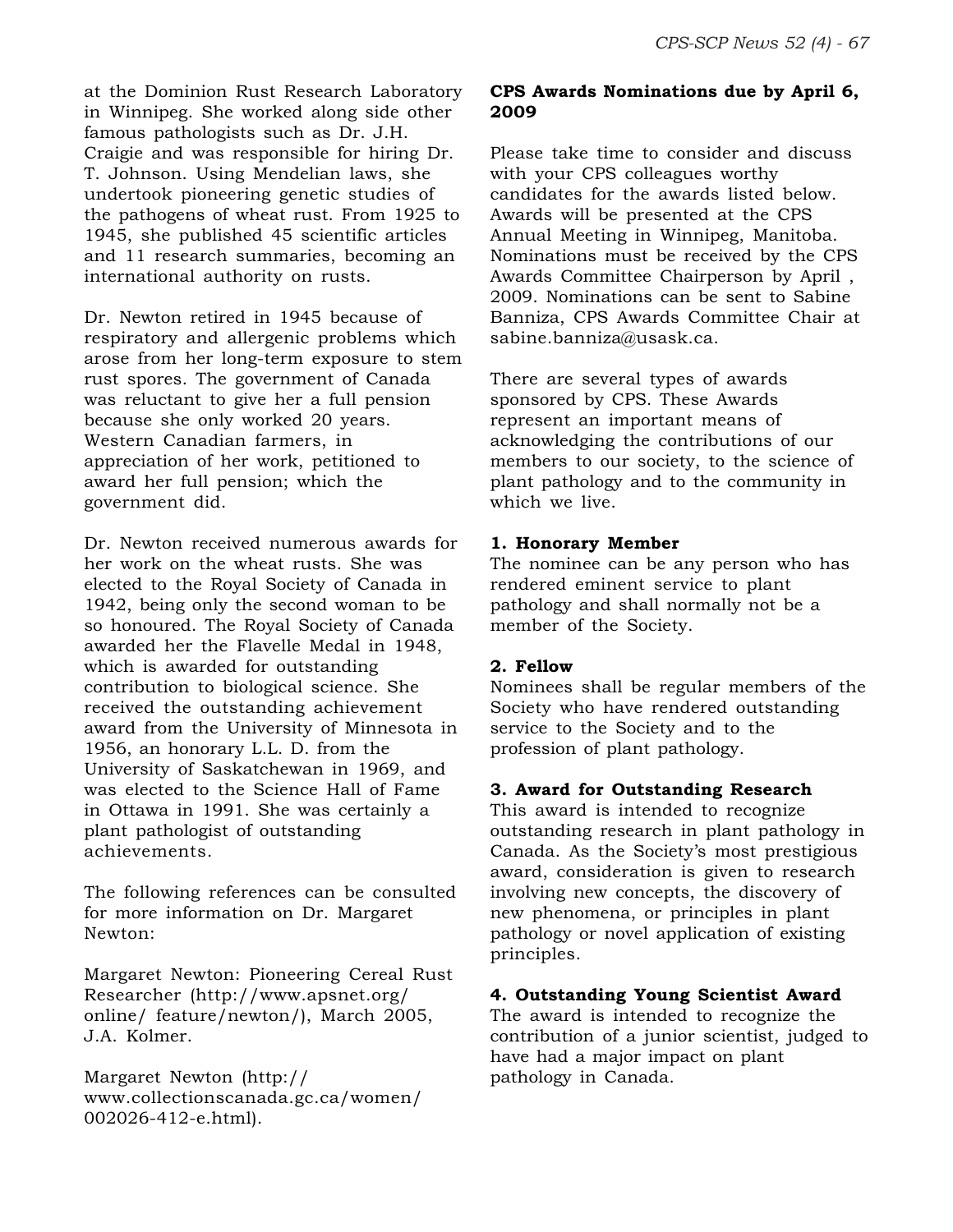at the Dominion Rust Research Laboratory in Winnipeg. She worked along side other famous pathologists such as Dr. J.H. Craigie and was responsible for hiring Dr. T. Johnson. Using Mendelian laws, she undertook pioneering genetic studies of the pathogens of wheat rust. From 1925 to 1945, she published 45 scientific articles and 11 research summaries, becoming an international authority on rusts.

Dr. Newton retired in 1945 because of respiratory and allergenic problems which arose from her long-term exposure to stem rust spores. The government of Canada was reluctant to give her a full pension because she only worked 20 years. Western Canadian farmers, in appreciation of her work, petitioned to award her full pension; which the government did.

Dr. Newton received numerous awards for her work on the wheat rusts. She was elected to the Royal Society of Canada in 1942, being only the second woman to be so honoured. The Royal Society of Canada awarded her the Flavelle Medal in 1948, which is awarded for outstanding contribution to biological science. She received the outstanding achievement award from the University of Minnesota in 1956, an honorary L.L. D. from the University of Saskatchewan in 1969, and was elected to the Science Hall of Fame in Ottawa in 1991. She was certainly a plant pathologist of outstanding achievements.

The following references can be consulted for more information on Dr. Margaret Newton:

Margaret Newton: Pioneering Cereal Rust Researcher (http://www.apsnet.org/online/ feature/newton/), March 2005, J.A. Kolmer.

Margaret Newton (http://www.collectionscanada.gc.ca/women/002026-412-e.html).

**CPS Awards Nominations due by April 6, 2009**

Please take time to consider and discuss with your CPS colleagues worthy candidates for the awards listed below. Awards will be presented at the CPS Annual Meeting in Winnipeg, Manitoba. Nominations must be received by the CPS Awards Committee Chairperson by April , 2009. Nominations can be sent to Sabine Banniza, CPS Awards Committee Chair at sabine.banniza@usask.ca.

There are several types of awards sponsored by CPS. These Awards represent an important means of acknowledging the contributions of our members to our society, to the science of plant pathology and to the community in which we live.

**1. Honorary Member**
The nominee can be any person who has rendered eminent service to plant pathology and shall normally not be a member of the Society.

**2. Fellow**
Nominees shall be regular members of the Society who have rendered outstanding service to the Society and to the profession of plant pathology.

**3. Award for Outstanding Research**
This award is intended to recognize outstanding research in plant pathology in Canada. As the Society's most prestigious award, consideration is given to research involving new concepts, the discovery of new phenomena, or principles in plant pathology or novel application of existing principles.

**4. Outstanding Young Scientist Award**
The award is intended to recognize the contribution of a junior scientist, judged to have had a major impact on plant pathology in Canada.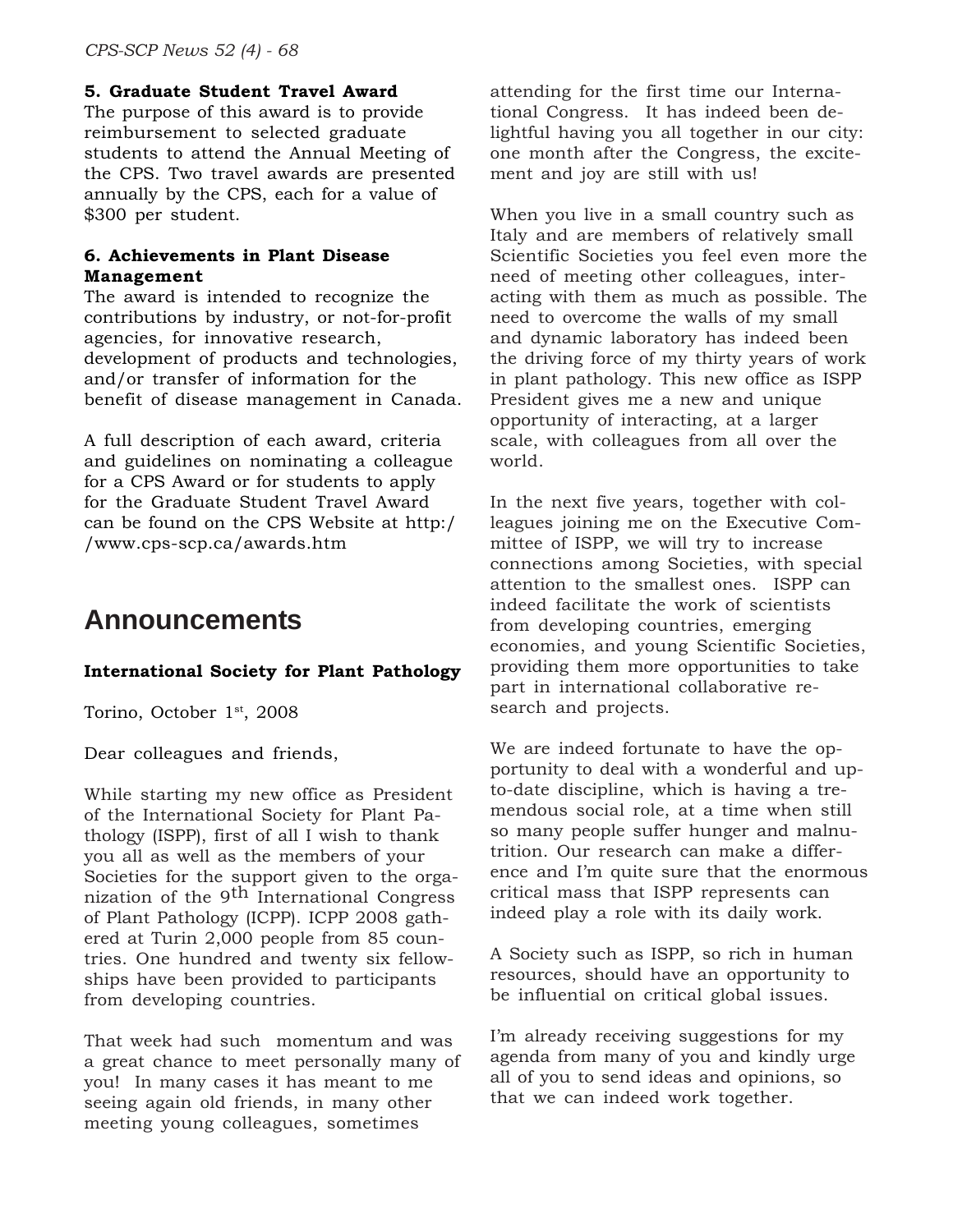**5. Graduate Student Travel Award**
The purpose of this award is to provide reimbursement to selected graduate students to attend the Annual Meeting of the CPS. Two travel awards are presented annually by the CPS, each for a value of $300 per student.

**6. Achievements in Plant Disease Management**
The award is intended to recognize the contributions by industry, or not-for-profit agencies, for innovative research, development of products and technologies, and/or transfer of information for the benefit of disease management in Canada.

A full description of each award, criteria and guidelines on nominating a colleague for a CPS Award or for students to apply for the Graduate Student Travel Award can be found on the CPS Website at http://www.cps-scp.ca/awards.htm

# Announcements

**International Society for Plant Pathology**

Torino, October 1st, 2008

Dear colleagues and friends,

While starting my new office as President of the International Society for Plant Pathology (ISPP), first of all I wish to thank you all as well as the members of your Societies for the support given to the organization of the 9th International Congress of Plant Pathology (ICPP). ICPP 2008 gathered at Turin 2,000 people from 85 countries. One hundred and twenty six fellowships have been provided to participants from developing countries.

That week had such momentum and was a great chance to meet personally many of you! In many cases it has meant to me seeing again old friends, in many other meeting young colleagues, sometimes attending for the first time our International Congress. It has indeed been delightful having you all together in our city: one month after the Congress, the excitement and joy are still with us!

When you live in a small country such as Italy and are members of relatively small Scientific Societies you feel even more the need of meeting other colleagues, interacting with them as much as possible. The need to overcome the walls of my small and dynamic laboratory has indeed been the driving force of my thirty years of work in plant pathology. This new office as ISPP President gives me a new and unique opportunity of interacting, at a larger scale, with colleagues from all over the world.

In the next five years, together with colleagues joining me on the Executive Committee of ISPP, we will try to increase connections among Societies, with special attention to the smallest ones. ISPP can indeed facilitate the work of scientists from developing countries, emerging economies, and young Scientific Societies, providing them more opportunities to take part in international collaborative research and projects.

We are indeed fortunate to have the opportunity to deal with a wonderful and up-to-date discipline, which is having a tremendous social role, at a time when still so many people suffer hunger and malnutrition. Our research can make a difference and I'm quite sure that the enormous critical mass that ISPP represents can indeed play a role with its daily work.

A Society such as ISPP, so rich in human resources, should have an opportunity to be influential on critical global issues.

I'm already receiving suggestions for my agenda from many of you and kindly urge all of you to send ideas and opinions, so that we can indeed work together.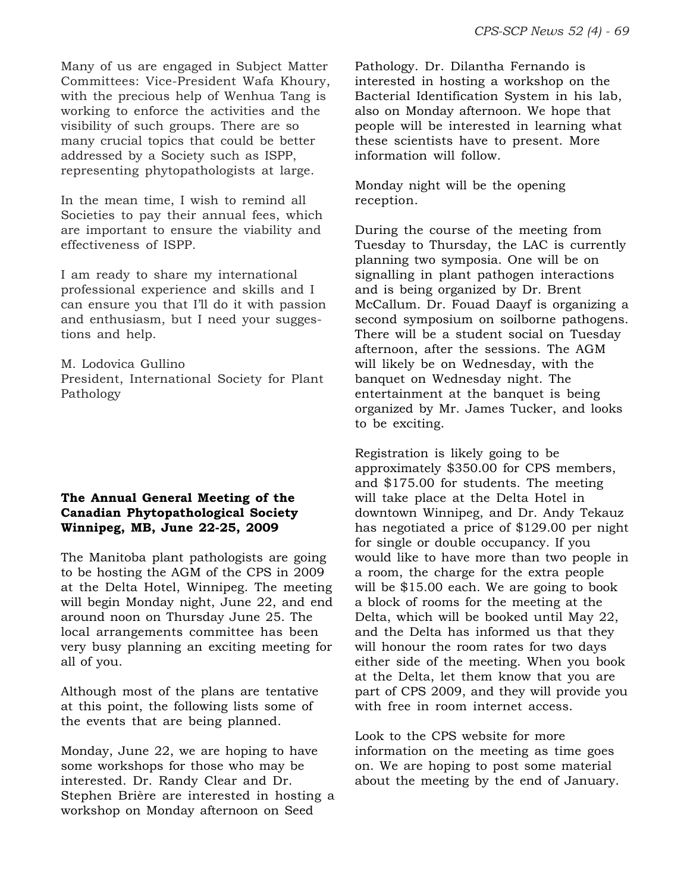Many of us are engaged in Subject Matter Committees: Vice-President Wafa Khoury, with the precious help of Wenhua Tang is working to enforce the activities and the visibility of such groups. There are so many crucial topics that could be better addressed by a Society such as ISPP, representing phytopathologists at large.

In the mean time, I wish to remind all Societies to pay their annual fees, which are important to ensure the viability and effectiveness of ISPP.

I am ready to share my international professional experience and skills and I can ensure you that I'll do it with passion and enthusiasm, but I need your suggestions and help.

M. Lodovica Gullino
President, International Society for Plant Pathology

**The Annual General Meeting of the Canadian Phytopathological Society Winnipeg, MB, June 22-25, 2009**

The Manitoba plant pathologists are going to be hosting the AGM of the CPS in 2009 at the Delta Hotel, Winnipeg. The meeting will begin Monday night, June 22, and end around noon on Thursday June 25. The local arrangements committee has been very busy planning an exciting meeting for all of you.

Although most of the plans are tentative at this point, the following lists some of the events that are being planned.

Monday, June 22, we are hoping to have some workshops for those who may be interested. Dr. Randy Clear and Dr. Stephen Brière are interested in hosting a workshop on Monday afternoon on Seed Pathology. Dr. Dilantha Fernando is interested in hosting a workshop on the Bacterial Identification System in his lab, also on Monday afternoon. We hope that people will be interested in learning what these scientists have to present. More information will follow.

Monday night will be the opening reception.

During the course of the meeting from Tuesday to Thursday, the LAC is currently planning two symposia. One will be on signalling in plant pathogen interactions and is being organized by Dr. Brent McCallum. Dr. Fouad Daayf is organizing a second symposium on soilborne pathogens. There will be a student social on Tuesday afternoon, after the sessions. The AGM will likely be on Wednesday, with the banquet on Wednesday night. The entertainment at the banquet is being organized by Mr. James Tucker, and looks to be exciting.

Registration is likely going to be approximately $350.00 for CPS members, and $175.00 for students. The meeting will take place at the Delta Hotel in downtown Winnipeg, and Dr. Andy Tekauz has negotiated a price of $129.00 per night for single or double occupancy. If you would like to have more than two people in a room, the charge for the extra people will be $15.00 each. We are going to book a block of rooms for the meeting at the Delta, which will be booked until May 22, and the Delta has informed us that they will honour the room rates for two days either side of the meeting. When you book at the Delta, let them know that you are part of CPS 2009, and they will provide you with free in room internet access.

Look to the CPS website for more information on the meeting as time goes on. We are hoping to post some material about the meeting by the end of January.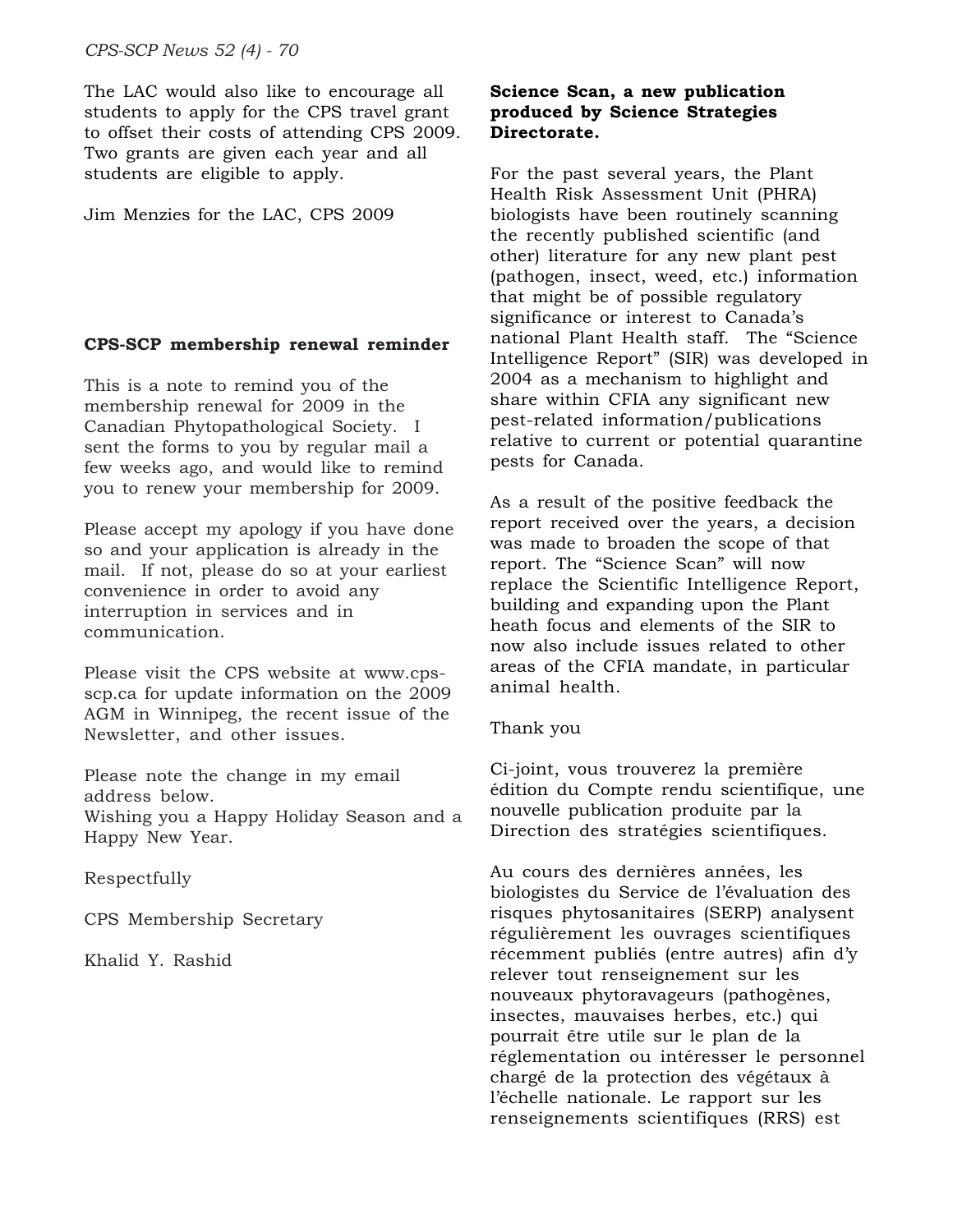The LAC would also like to encourage all students to apply for the CPS travel grant to offset their costs of attending CPS 2009. Two grants are given each year and all students are eligible to apply.

Jim Menzies for the LAC, CPS 2009

**CPS-SCP membership renewal reminder**

This is a note to remind you of the membership renewal for 2009 in the Canadian Phytopathological Society. I sent the forms to you by regular mail a few weeks ago, and would like to remind you to renew your membership for 2009.

Please accept my apology if you have done so and your application is already in the mail. If not, please do so at your earliest convenience in order to avoid any interruption in services and in communication.

Please visit the CPS website at www.cps-scp.ca for update information on the 2009 AGM in Winnipeg, the recent issue of the Newsletter, and other issues.

Please note the change in my email address below.
Wishing you a Happy Holiday Season and a Happy New Year.

Respectfully

CPS Membership Secretary

Khalid Y. Rashid

**Science Scan, a new publication produced by Science Strategies Directorate.**

For the past several years, the Plant Health Risk Assessment Unit (PHRA) biologists have been routinely scanning the recently published scientific (and other) literature for any new plant pest (pathogen, insect, weed, etc.) information that might be of possible regulatory significance or interest to Canada's national Plant Health staff. The "Science Intelligence Report" (SIR) was developed in 2004 as a mechanism to highlight and share within CFIA any significant new pest-related information/publications relative to current or potential quarantine pests for Canada.

As a result of the positive feedback the report received over the years, a decision was made to broaden the scope of that report. The "Science Scan" will now replace the Scientific Intelligence Report, building and expanding upon the Plant heath focus and elements of the SIR to now also include issues related to other areas of the CFIA mandate, in particular animal health.

Thank you

Ci-joint, vous trouverez la première édition du Compte rendu scientifique, une nouvelle publication produite par la Direction des stratégies scientifiques.

Au cours des dernières années, les biologistes du Service de l'évaluation des risques phytosanitaires (SERP) analysent régulièrement les ouvrages scientifiques récemment publiés (entre autres) afin d'y relever tout renseignement sur les nouveaux phytoravageurs (pathogènes, insectes, mauvaises herbes, etc.) qui pourrait être utile sur le plan de la réglementation ou intéresser le personnel chargé de la protection des végétaux à l'échelle nationale. Le rapport sur les renseignements scientifiques (RRS) est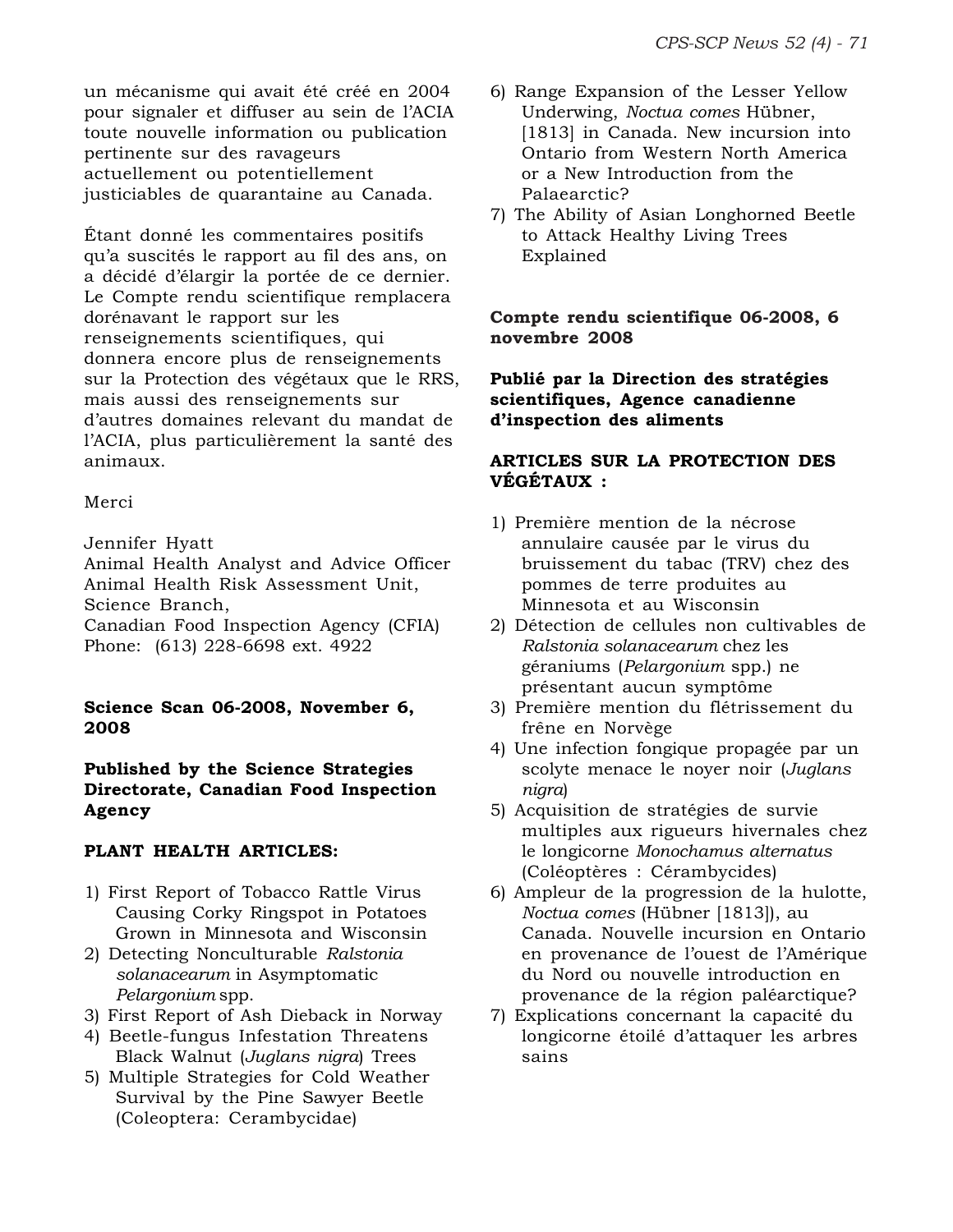un mécanisme qui avait été créé en 2004 pour signaler et diffuser au sein de l'ACIA toute nouvelle information ou publication pertinente sur des ravageurs actuellement ou potentiellement justiciables de quarantaine au Canada.

Étant donné les commentaires positifs qu'a suscités le rapport au fil des ans, on a décidé d'élargir la portée de ce dernier. Le Compte rendu scientifique remplacera dorénavant le rapport sur les renseignements scientifiques, qui donnera encore plus de renseignements sur la Protection des végétaux que le RRS, mais aussi des renseignements sur d'autres domaines relevant du mandat de l'ACIA, plus particulièrement la santé des animaux.

Merci

Jennifer Hyatt
Animal Health Analyst and Advice Officer
Animal Health Risk Assessment Unit, Science Branch,
Canadian Food Inspection Agency (CFIA)
Phone: (613) 228-6698 ext. 4922

**Science Scan 06-2008, November 6, 2008**

**Published by the Science Strategies Directorate, Canadian Food Inspection Agency**

**PLANT HEALTH ARTICLES:**

1) First Report of Tobacco Rattle Virus Causing Corky Ringspot in Potatoes Grown in Minnesota and Wisconsin
2) Detecting Nonculturable *Ralstonia solanacearum* in Asymptomatic *Pelargonium* spp.
3) First Report of Ash Dieback in Norway
4) Beetle-fungus Infestation Threatens Black Walnut (*Juglans nigra*) Trees
5) Multiple Strategies for Cold Weather Survival by the Pine Sawyer Beetle (Coleoptera: Cerambycidae)
6) Range Expansion of the Lesser Yellow Underwing, *Noctua comes* Hübner, [1813] in Canada. New incursion into Ontario from Western North America or a New Introduction from the Palaearctic?
7) The Ability of Asian Longhorned Beetle to Attack Healthy Living Trees Explained

**Compte rendu scientifique 06-2008, 6 novembre 2008**

**Publié par la Direction des stratégies scientifiques, Agence canadienne d'inspection des aliments**

**ARTICLES SUR LA PROTECTION DES VÉGÉTAUX :**

1) Première mention de la nécrose annulaire causée par le virus du bruissement du tabac (TRV) chez des pommes de terre produites au Minnesota et au Wisconsin
2) Détection de cellules non cultivables de *Ralstonia solanacearum* chez les géraniums (*Pelargonium* spp.) ne présentant aucun symptôme
3) Première mention du flétrissement du frêne en Norvège
4) Une infection fongique propagée par un scolyte menace le noyer noir (*Juglans nigra*)
5) Acquisition de stratégies de survie multiples aux rigueurs hivernales chez le longicorne *Monochamus alternatus* (Coléoptères : Cérambycides)
6) Ampleur de la progression de la hulotte, *Noctua comes* (Hübner [1813]), au Canada. Nouvelle incursion en Ontario en provenance de l'ouest de l'Amérique du Nord ou nouvelle introduction en provenance de la région paléarctique?
7) Explications concernant la capacité du longicorne étoilé d'attaquer les arbres sains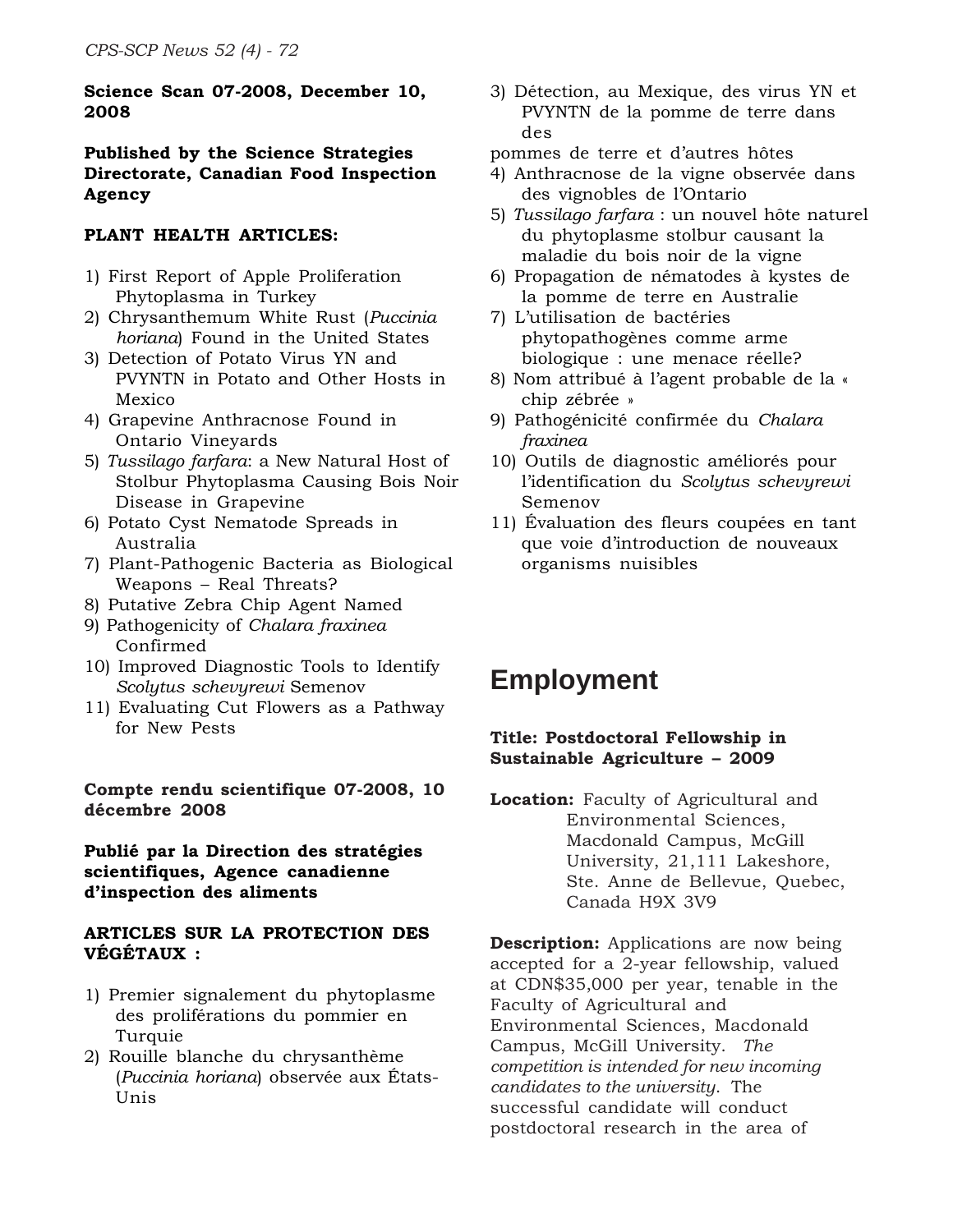**Science Scan 07-2008, December 10, 2008**

**Published by the Science Strategies Directorate, Canadian Food Inspection Agency**

**PLANT HEALTH ARTICLES:**

1) First Report of Apple Proliferation Phytoplasma in Turkey
2) Chrysanthemum White Rust (*Puccinia horiana*) Found in the United States
3) Detection of Potato Virus YN and PVYNTN in Potato and Other Hosts in Mexico
4) Grapevine Anthracnose Found in Ontario Vineyards
5) *Tussilago farfara*: a New Natural Host of Stolbur Phytoplasma Causing Bois Noir Disease in Grapevine
6) Potato Cyst Nematode Spreads in Australia
7) Plant-Pathogenic Bacteria as Biological Weapons – Real Threats?
8) Putative Zebra Chip Agent Named
9) Pathogenicity of *Chalara fraxinea* Confirmed
10) Improved Diagnostic Tools to Identify *Scolytus schevyrewi* Semenov
11) Evaluating Cut Flowers as a Pathway for New Pests

**Compte rendu scientifique 07-2008, 10 décembre 2008**

**Publié par la Direction des stratégies scientifiques, Agence canadienne d'inspection des aliments**

**ARTICLES SUR LA PROTECTION DES VÉGÉTAUX :**

1) Premier signalement du phytoplasme des proliférations du pommier en Turquie
2) Rouille blanche du chrysanthème (*Puccinia horiana*) observée aux États-Unis
3) Détection, au Mexique, des virus YN et PVYNTN de la pomme de terre dans des pommes de terre et d'autres hôtes
4) Anthracnose de la vigne observée dans des vignobles de l'Ontario
5) *Tussilago farfara* : un nouvel hôte naturel du phytoplasme stolbur causant la maladie du bois noir de la vigne
6) Propagation de nématodes à kystes de la pomme de terre en Australie
7) L'utilisation de bactéries phytopathogènes comme arme biologique : une menace réelle?
8) Nom attribué à l'agent probable de la « chip zébrée »
9) Pathogénicité confirmée du *Chalara fraxinea*
10) Outils de diagnostic améliorés pour l'identification du *Scolytus schevyrewi* Semenov
11) Évaluation des fleurs coupées en tant que voie d'introduction de nouveaux organisms nuisibles

# Employment

**Title: Postdoctoral Fellowship in Sustainable Agriculture – 2009**

**Location:** Faculty of Agricultural and Environmental Sciences, Macdonald Campus, McGill University, 21,111 Lakeshore, Ste. Anne de Bellevue, Quebec, Canada H9X 3V9

**Description:** Applications are now being accepted for a 2-year fellowship, valued at CDN$35,000 per year, tenable in the Faculty of Agricultural and Environmental Sciences, Macdonald Campus, McGill University. *The competition is intended for new incoming candidates to the university.* The successful candidate will conduct postdoctoral research in the area of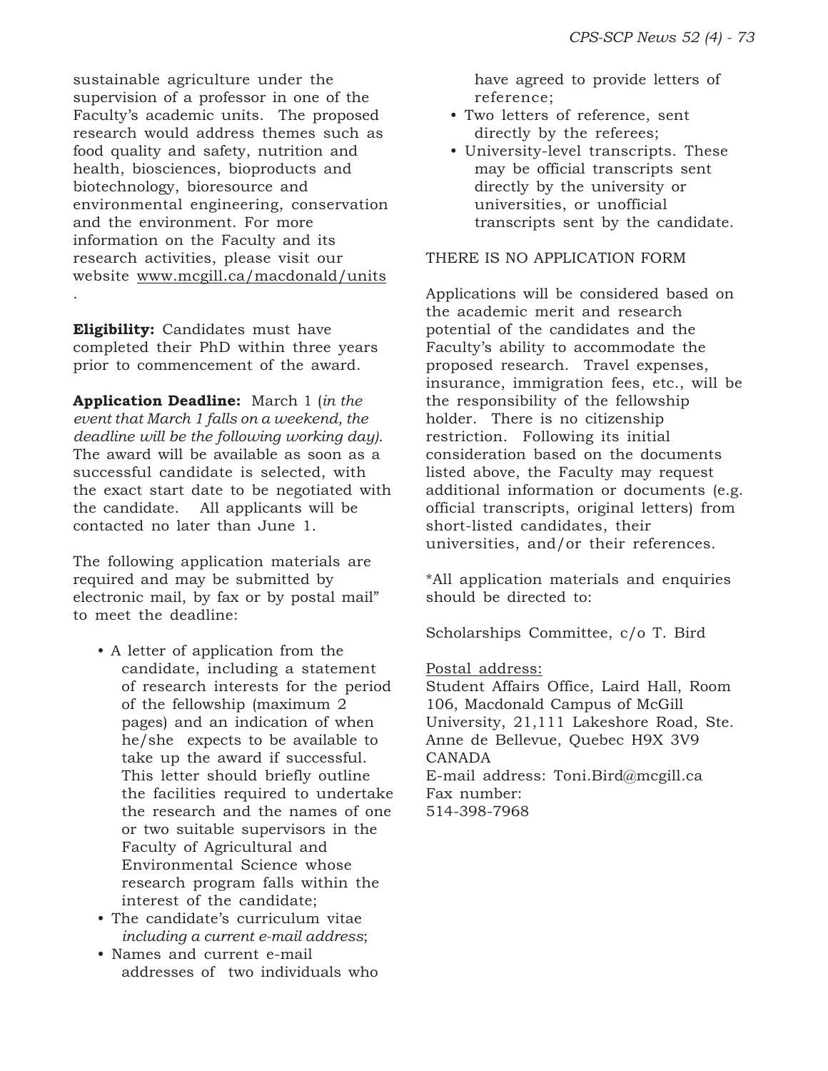sustainable agriculture under the supervision of a professor in one of the Faculty's academic units. The proposed research would address themes such as food quality and safety, nutrition and health, biosciences, bioproducts and biotechnology, bioresource and environmental engineering, conservation and the environment. For more information on the Faculty and its research activities, please visit our website www.mcgill.ca/macdonald/units .

**Eligibility:** Candidates must have completed their PhD within three years prior to commencement of the award.

**Application Deadline:** March 1 (*in the event that March 1 falls on a weekend, the deadline will be the following working day)*. The award will be available as soon as a successful candidate is selected, with the exact start date to be negotiated with the candidate. All applicants will be contacted no later than June 1.

The following application materials are required and may be submitted by electronic mail, by fax or by postal mail" to meet the deadline:

- A letter of application from the candidate, including a statement of research interests for the period of the fellowship (maximum 2 pages) and an indication of when he/she expects to be available to take up the award if successful. This letter should briefly outline the facilities required to undertake the research and the names of one or two suitable supervisors in the Faculty of Agricultural and Environmental Science whose research program falls within the interest of the candidate;
- The candidate's curriculum vitae *including a current e-mail address*;
- Names and current e-mail addresses of two individuals who have agreed to provide letters of reference;
- Two letters of reference, sent directly by the referees;
- University-level transcripts. These may be official transcripts sent directly by the university or universities, or unofficial transcripts sent by the candidate.

THERE IS NO APPLICATION FORM

Applications will be considered based on the academic merit and research potential of the candidates and the Faculty's ability to accommodate the proposed research. Travel expenses, insurance, immigration fees, etc., will be the responsibility of the fellowship holder. There is no citizenship restriction. Following its initial consideration based on the documents listed above, the Faculty may request additional information or documents (e.g. official transcripts, original letters) from short-listed candidates, their universities, and/or their references.

*All application materials and enquiries should be directed to:

Scholarships Committee, c/o T. Bird

Postal address:
Student Affairs Office, Laird Hall, Room 106, Macdonald Campus of McGill University, 21,111 Lakeshore Road, Ste. Anne de Bellevue, Quebec H9X 3V9 CANADA
E-mail address: Toni.Bird@mcgill.ca
Fax number:
514-398-7968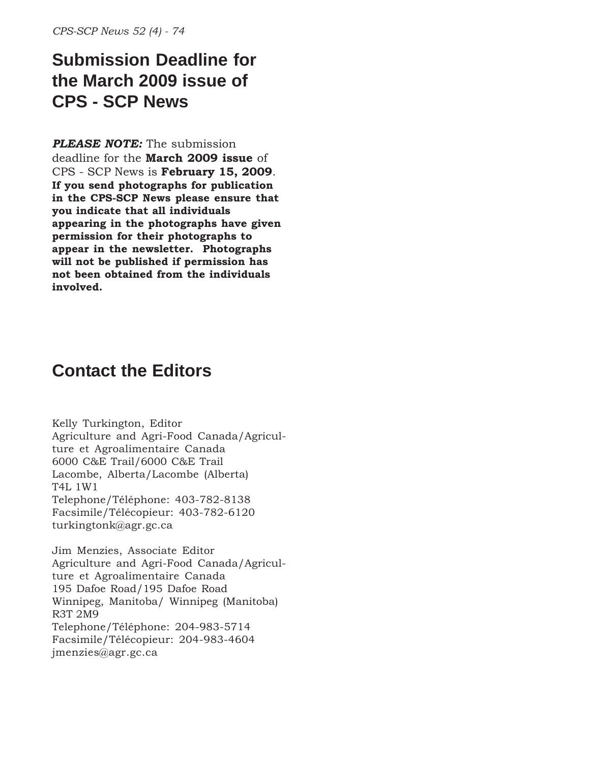## Submission Deadline for the March 2009 issue of CPS - SCP News

***PLEASE NOTE:*** The submission deadline for the **March 2009 issue** of CPS - SCP News is **February 15, 2009**. **If you send photographs for publication in the CPS-SCP News please ensure that you indicate that all individuals appearing in the photographs have given permission for their photographs to appear in the newsletter. Photographs will not be published if permission has not been obtained from the individuals involved.**

## Contact the Editors

Kelly Turkington, Editor
Agriculture and Agri-Food Canada/Agriculture et Agroalimentaire Canada
6000 C&E Trail/6000 C&E Trail
Lacombe, Alberta/Lacombe (Alberta)
T4L 1W1
Telephone/Téléphone: 403-782-8138
Facsimile/Télécopieur: 403-782-6120
turkingtonk@agr.gc.ca

Jim Menzies, Associate Editor
Agriculture and Agri-Food Canada/Agriculture et Agroalimentaire Canada
195 Dafoe Road/195 Dafoe Road
Winnipeg, Manitoba/ Winnipeg (Manitoba)
R3T 2M9
Telephone/Téléphone: 204-983-5714
Facsimile/Télécopieur: 204-983-4604
jmenzies@agr.gc.ca